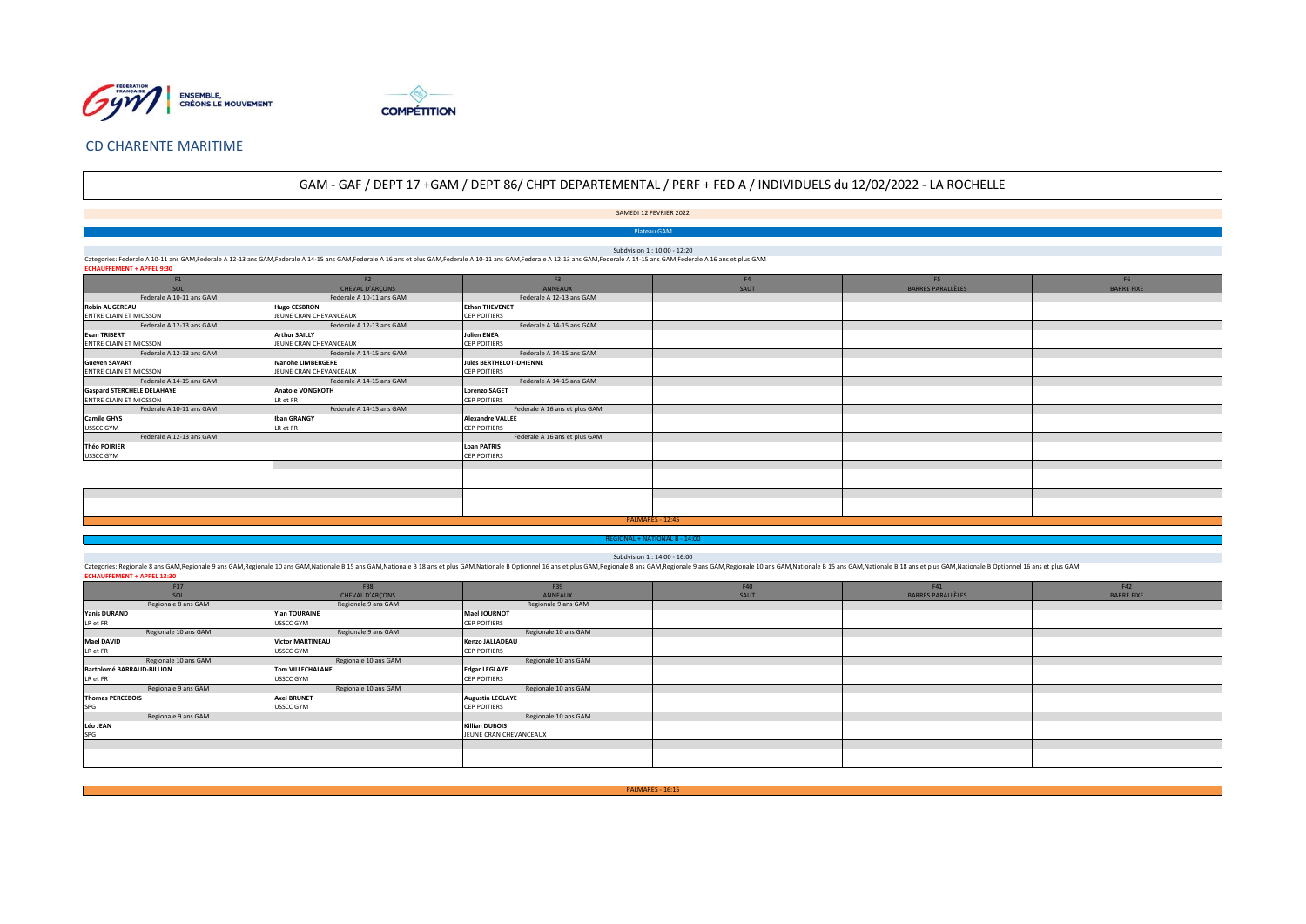FÉDÉRATION FRANÇAISE Gym | ENSEMBLE, CRÉONS LE MOUVEMENT

COMPÉTITION

## CD CHARENTE MARITIME

# GAM - GAF / DEPT 17 +GAM / DEPT 86/ CHPT DEPARTEMENTAL / PERF + FED A / INDIVIDUELS du 12/02/2022 - LA ROCHELLE

SAMEDI 12 FEVRIER 2022

Plateau GAM

Subdvision 1 : 10:00 - 12:20

Categories: Federale A 10-11 ans GAM,Federale A 12-13 ans GAM,Federale A 14-15 ans GAM,Federale A 16 ans et plus GAM,Federale A 10-11 ans GAM,Federale A 12-13 ans GAM,Federale A 14-15 ans GAM,Federale A 16 ans et plus GAM

**ECHAUFFEMENT + APPEL 9:30**

| F1<br>SOL | F2<br>CHEVAL D'ARÇONS | F3<br>ANNEAUX | F4<br>SAUT | F5<br>BARRES PARALLÈLES | F6<br>BARRE FIXE |
|---|---|---|---|---|---|
| Federale A 10-11 ans GAM | Federale A 10-11 ans GAM | Federale A 12-13 ans GAM | | | |
| **Robin AUGEREAU**<br>ENTRE CLAIN ET MIOSSON | **Hugo CESBRON**<br>JEUNE CRAN CHEVANCEAUX | **Ethan THEVENET**<br>CEP POITIERS | | | |
| Federale A 12-13 ans GAM | Federale A 12-13 ans GAM | Federale A 14-15 ans GAM | | | |
| **Evan TRIBERT**<br>ENTRE CLAIN ET MIOSSON | **Arthur SAILLY**<br>JEUNE CRAN CHEVANCEAUX | **Julien ENEA**<br>CEP POITIERS | | | |
| Federale A 12-13 ans GAM | Federale A 14-15 ans GAM | Federale A 14-15 ans GAM | | | |
| **Gueven SAVARY**<br>ENTRE CLAIN ET MIOSSON | **Ivanohe LIMBERGERE**<br>JEUNE CRAN CHEVANCEAUX | **Jules BERTHELOT-DHIENNE**<br>CEP POITIERS | | | |
| Federale A 14-15 ans GAM | Federale A 14-15 ans GAM | Federale A 14-15 ans GAM | | | |
| **Gaspard STERCHELE DELAHAYE**<br>ENTRE CLAIN ET MIOSSON | **Anatole VONGKOTH**<br>LR et FR | **Lorenzo SAGET**<br>CEP POITIERS | | | |
| Federale A 10-11 ans GAM | Federale A 14-15 ans GAM | Federale A 16 ans et plus GAM | | | |
| **Camile GHYS**<br>USSCC GYM | **Iban GRANGY**<br>LR et FR | **Alexandre VALLEE**<br>CEP POITIERS | | | |
| Federale A 12-13 ans GAM | | Federale A 16 ans et plus GAM | | | |
| **Théo POIRIER**<br>USSCC GYM | | **Loan PATRIS**<br>CEP POITIERS | | | |

PALMARES - 12:45

REGIONAL + NATIONAL B - 14:00

Subdvision 1 : 14:00 - 16:00

Categories: Regionale 8 ans GAM,Regionale 9 ans GAM,Regionale 10 ans GAM,Nationale B 15 ans GAM,Nationale B 18 ans et plus GAM,Nationale B Optionnel 16 ans et plus GAM,Regionale 8 ans GAM,Regionale 9 ans GAM,Regionale 10 ans GAM,Nationale B 15 ans GAM,Nationale B 18 ans et plus GAM,Nationale B Optionnel 16 ans et plus GAM

**ECHAUFFEMENT + APPEL 13:30**

| F37<br>SOL | F38<br>CHEVAL D'ARÇONS | F39<br>ANNEAUX | F40<br>SAUT | F41<br>BARRES PARALLÈLES | F42<br>BARRE FIXE |
|---|---|---|---|---|---|
| Regionale 8 ans GAM | Regionale 9 ans GAM | Regionale 9 ans GAM | | | |
| **Yanis DURAND**<br>LR et FR | **Ylan TOURAINE**<br>USSCC GYM | **Mael JOURNOT**<br>CEP POITIERS | | | |
| Regionale 10 ans GAM | Regionale 9 ans GAM | Regionale 10 ans GAM | | | |
| **Mael DAVID**<br>LR et FR | **Victor MARTINEAU**<br>USSCC GYM | **Kenzo JALLADEAU**<br>CEP POITIERS | | | |
| Regionale 10 ans GAM | Regionale 10 ans GAM | Regionale 10 ans GAM | | | |
| **Bartolomé BARRAUD-BILLION**<br>LR et FR | **Tom VILLECHALANE**<br>USSCC GYM | **Edgar LEGLAYE**<br>CEP POITIERS | | | |
| Regionale 9 ans GAM | Regionale 10 ans GAM | Regionale 10 ans GAM | | | |
| **Thomas PERCEBOIS**<br>SPG | **Axel BRUNET**<br>USSCC GYM | **Augustin LEGLAYE**<br>CEP POITIERS | | | |
| Regionale 9 ans GAM | | Regionale 10 ans GAM | | | |
| **Léo JEAN**<br>SPG | | **Killian DUBOIS**<br>JEUNE CRAN CHEVANCEAUX | | | |

PALMARES - 16:15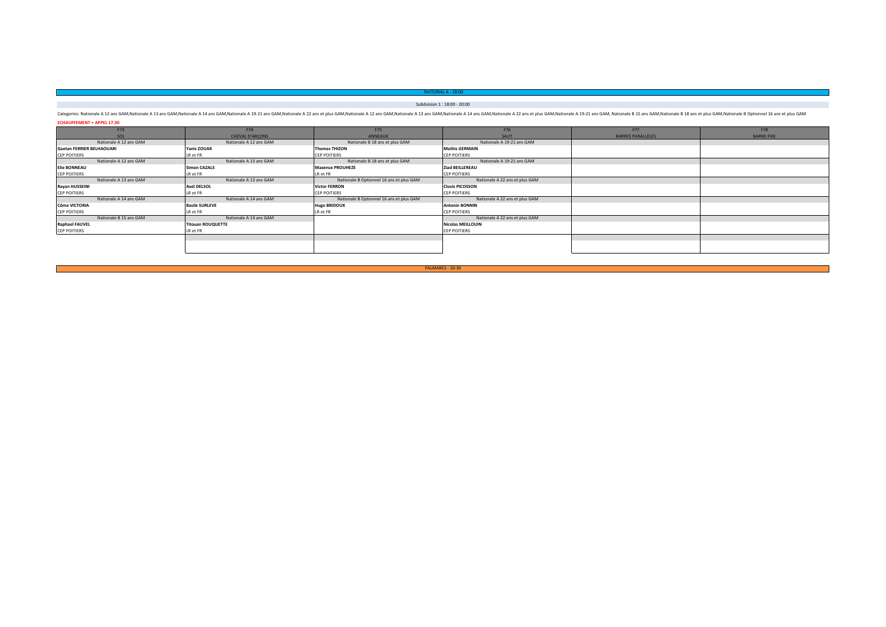NATIONAL A - 18:00

Subdvision 1 : 18:00 - 20:00

Categories: Nationale A 12 ans GAM,Nationale A 13 ans GAM,Nationale A 14 ans GAM,Nationale A 19-21 ans GAM,Nationale A 22 ans et plus GAM,Nationale A 12 ans GAM,Nationale A 13 ans GAM,Nationale A 14 ans GAM,Nationale A 22 ans et plus GAM,Nationale A 19-21 ans GAM, Nationale B 15 ans GAM,Nationale B 18 ans et plus GAM,Nationale B Optionnel 16 ans et plus GAM

**ECHAUFFEMENT + APPEL 17:30**

| F73 | F74 | F75 | F76 | F77 | F78 |
|---|---|---|---|---|---|
| SOL | CHEVAL D'ARÇONS | ANNEAUX | SAUT | BARRES PARALLÈLES | BARRE FIXE |
| Nationale A 12 ans GAM | Nationale A 12 ans GAM | Nationale B 18 ans et plus GAM | Nationale A 19-21 ans GAM | | |
| **Gaetan FERRIER BELHAOUARI** | **Yanis ZOUAK** | **Thomas THIZON** | **Mathis GERMAIN** | | |
| CEP POITIERS | LR et FR | CEP POITIERS | CEP POITIERS | | |
| Nationale A 12 ans GAM | Nationale A 13 ans GAM | Nationale B 18 ans et plus GAM | Nationale A 19-21 ans GAM | | |
| **Elie BONNEAU** | **Simon CAZALS** | **Maxence PROUHEZE** | **Ziad BEILLEREAU** | | |
| CEP POITIERS | LR et FR | LR et FR | CEP POITIERS | | |
| Nationale A 13 ans GAM | Nationale A 13 ans GAM | Nationale B Optionnel 16 ans et plus GAM | Nationale A 22 ans et plus GAM | | |
| **Rayan HUSSEINI** | **Axel DELSOL** | **Victor FERRON** | **Clovis PICOSSON** | | |
| CEP POITIERS | LR et FR | CEP POITIERS | CEP POITIERS | | |
| Nationale A 14 ans GAM | Nationale A 14 ans GAM | Nationale B Optionnel 16 ans et plus GAM | Nationale A 22 ans et plus GAM | | |
| **Côme VICTORIA** | **Basile SURLEVE** | **Hugo BRIDOUX** | **Antonin BONNIN** | | |
| CEP POITIERS | LR et FR | LR et FR | CEP POITIERS | | |
| Nationale B 15 ans GAM | Nationale A 14 ans GAM | | Nationale A 22 ans et plus GAM | | |
| **Raphael FAUVEL** | **Titouan ROUQUETTE** | | **Nicolas MEILLOUIN** | | |
| CEP POITIERS | LR et FR | | CEP POITIERS | | |

PALMARES - 20:30